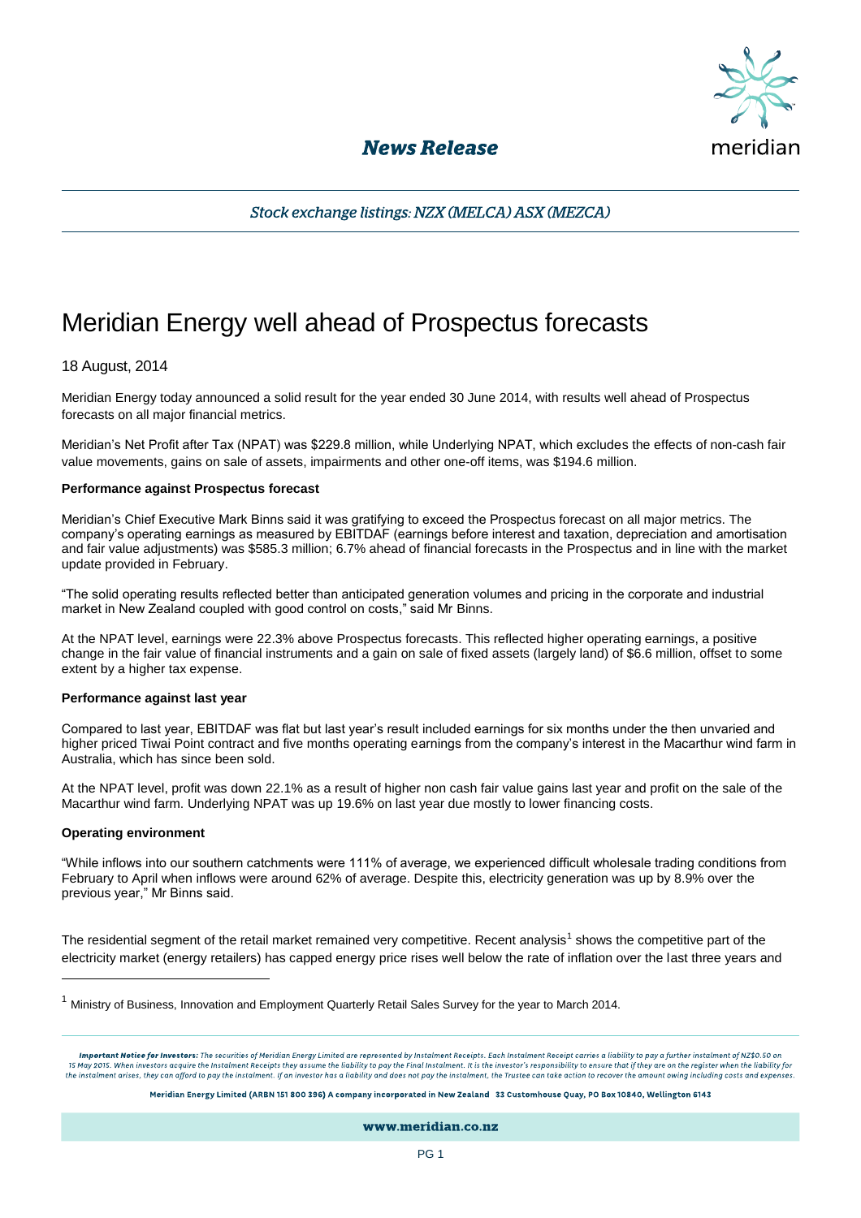# News Release

*Stock exchange listings: NZX (MELCA) ASX (MEZCA)*

## Meridian Energy well ahead of Prospectus forecasts

18 August, 2014

Meridian Energy today announced a solid result for the year ended 30 June 2014, with results well ahead of Prospectus forecasts on all major financial metrics.

Meridian's Net Profit after Tax (NPAT) was $229.8 million, while Underlying NPAT, which excludes the effects of non-cash fair value movements, gains on sale of assets, impairments and other one-off items, was $194.6 million.

**Performance against Prospectus forecast**

Meridian's Chief Executive Mark Binns said it was gratifying to exceed the Prospectus forecast on all major metrics. The company's operating earnings as measured by EBITDAF (earnings before interest and taxation, depreciation and amortisation and fair value adjustments) was $585.3 million; 6.7% ahead of financial forecasts in the Prospectus and in line with the market update provided in February.

"The solid operating results reflected better than anticipated generation volumes and pricing in the corporate and industrial market in New Zealand coupled with good control on costs," said Mr Binns.

At the NPAT level, earnings were 22.3% above Prospectus forecasts. This reflected higher operating earnings, a positive change in the fair value of financial instruments and a gain on sale of fixed assets (largely land) of $6.6 million, offset to some extent by a higher tax expense.

**Performance against last year**

Compared to last year, EBITDAF was flat but last year's result included earnings for six months under the then unvaried and higher priced Tiwai Point contract and five months operating earnings from the company's interest in the Macarthur wind farm in Australia, which has since been sold.

At the NPAT level, profit was down 22.1% as a result of higher non cash fair value gains last year and profit on the sale of the Macarthur wind farm. Underlying NPAT was up 19.6% on last year due mostly to lower financing costs.

**Operating environment**

"While inflows into our southern catchments were 111% of average, we experienced difficult wholesale trading conditions from February to April when inflows were around 62% of average. Despite this, electricity generation was up by 8.9% over the previous year," Mr Binns said.

The residential segment of the retail market remained very competitive. Recent analysis[1] shows the competitive part of the electricity market (energy retailers) has capped energy price rises well below the rate of inflation over the last three years and

[1] Ministry of Business, Innovation and Employment Quarterly Retail Sales Survey for the year to March 2014.

*Important Notice for Investors: The securities of Meridian Energy Limited are represented by Instalment Receipts. Each Instalment Receipt carries a liability to pay a further instalment of NZ$0.50 on 15 May 2015. When investors acquire the Instalment Receipts they assume the liability to pay the Final Instalment. It is the investor's responsibility to ensure that if they are on the register when the liability for the instalment arises, they can afford to pay the instalment. If an investor has a liability and does not pay the instalment, the Trustee can take action to recover the amount owing including costs and expenses.*

**Meridian Energy Limited (ARBN 151 800 396) A company incorporated in New Zealand 33 Customhouse Quay, PO Box 10840, Wellington 6143**

**www.meridian.co.nz**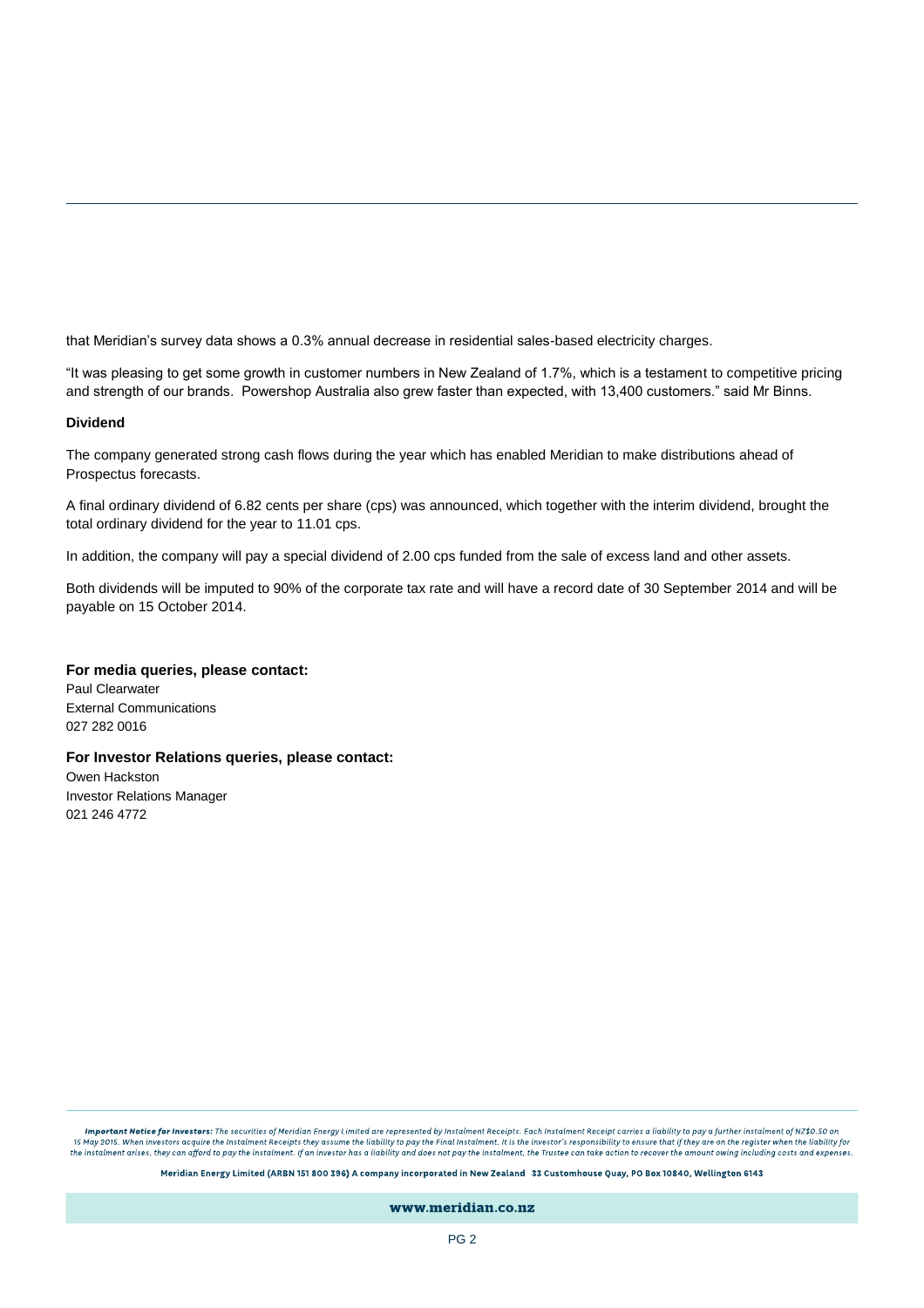that Meridian's survey data shows a 0.3% annual decrease in residential sales-based electricity charges.

"It was pleasing to get some growth in customer numbers in New Zealand of 1.7%, which is a testament to competitive pricing and strength of our brands. Powershop Australia also grew faster than expected, with 13,400 customers." said Mr Binns.

**Dividend**

The company generated strong cash flows during the year which has enabled Meridian to make distributions ahead of Prospectus forecasts.

A final ordinary dividend of 6.82 cents per share (cps) was announced, which together with the interim dividend, brought the total ordinary dividend for the year to 11.01 cps.

In addition, the company will pay a special dividend of 2.00 cps funded from the sale of excess land and other assets.

Both dividends will be imputed to 90% of the corporate tax rate and will have a record date of 30 September 2014 and will be payable on 15 October 2014.

**For media queries, please contact:**

Paul Clearwater
External Communications
027 282 0016

**For Investor Relations queries, please contact:**

Owen Hackston
Investor Relations Manager
021 246 4772

***Important Notice for Investors:*** *The securities of Meridian Energy Limited are represented by Instalment Receipts. Each Instalment Receipt carries a liability to pay a further instalment of NZ$0.50 on 15 May 2015. When investors acquire the Instalment Receipts they assume the liability to pay the Final Instalment. It is the investor's responsibility to ensure that if they are on the register when the liability for the instalment arises, they can afford to pay the instalment. If an investor has a liability and does not pay the instalment, the Trustee can take action to recover the amount owing including costs and expenses.*

**Meridian Energy Limited (ARBN 151 800 396) A company incorporated in New Zealand 33 Customhouse Quay, PO Box 10840, Wellington 6143**

**www.meridian.co.nz**